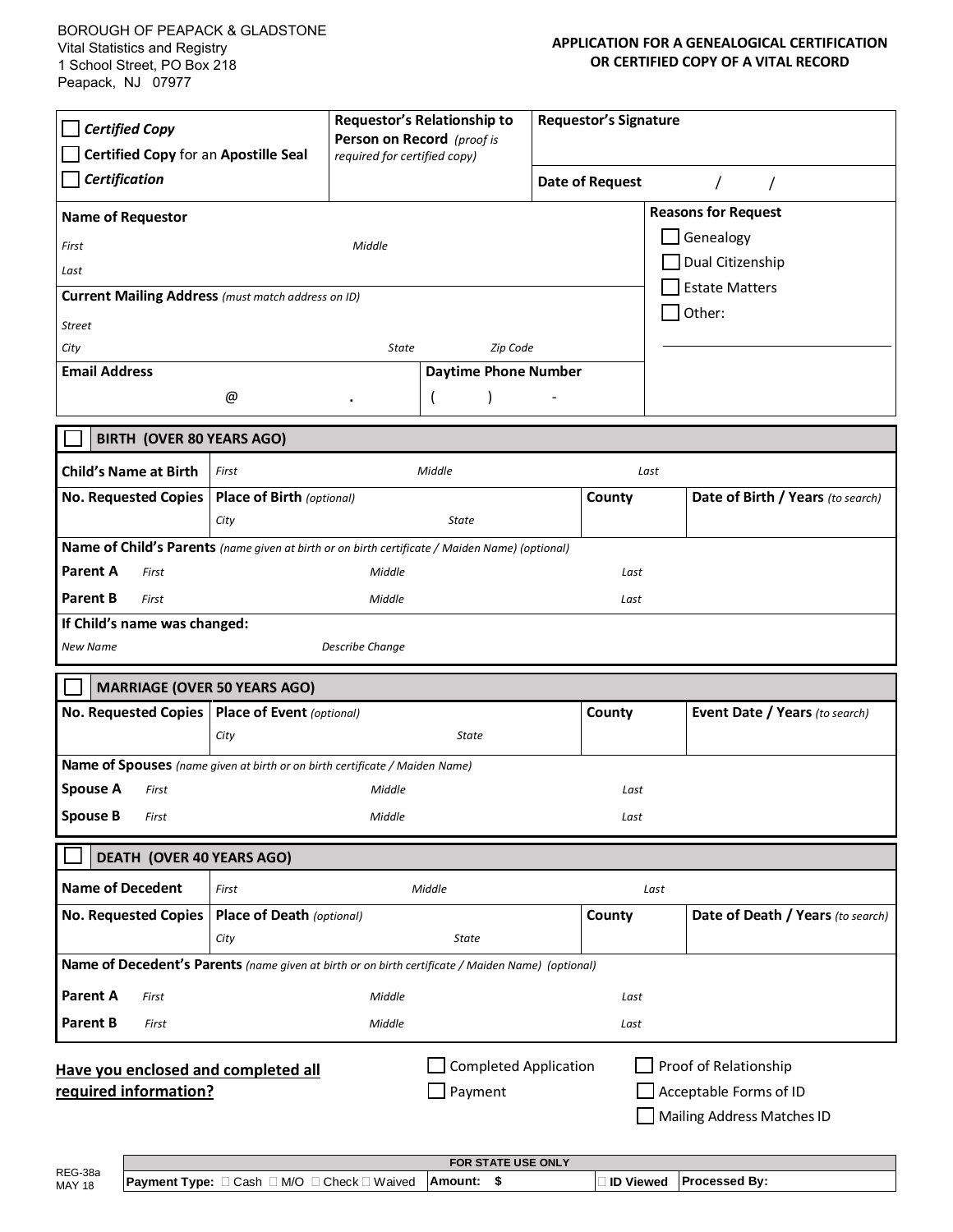BOROUGH OF PEAPACK & GLADSTONE
Vital Statistics and Registry
1 School Street, PO Box 218
Peapack, NJ 07977

# APPLICATION FOR A GENEALOGICAL CERTIFICATION OR CERTIFIED COPY OF A VITAL RECORD

| ☐ ***Certified Copy*** <br> ☐ **Certified Copy** for an **Apostille Seal** <br> ☐ ***Certification*** | **Requestor's Relationship to Person on Record** *(proof is required for certified copy)* | **Requestor's Signature** <br><br> **Date of Request** / / |
|---|---|---|

| **Name of Requestor** | | **Reasons for Request** |
|---|---|---|
| *First* *Middle* | | ☐ Genealogy |
| *Last* | | ☐ Dual Citizenship |
| **Current Mailing Address** *(must match address on ID)* | | ☐ Estate Matters |
| *Street* | | ☐ Other: |
| *City* *State* *Zip Code* | | |
| **Email Address** @ . | **Daytime Phone Number** ( ) - | |

## ☐ BIRTH (OVER 80 YEARS AGO)

| **Child's Name at Birth** | *First* *Middle* *Last* | | |
|---|---|---|---|
| **No. Requested Copies** | **Place of Birth** *(optional)* <br> *City* *State* | **County** | **Date of Birth / Years** *(to search)* |

**Name of Child's Parents** *(name given at birth or on birth certificate / Maiden Name) (optional)*

**Parent A** *First* *Middle* *Last*

**Parent B** *First* *Middle* *Last*

**If Child's name was changed:**

*New Name* *Describe Change*

## ☐ MARRIAGE (OVER 50 YEARS AGO)

| **No. Requested Copies** | **Place of Event** *(optional)* <br> *City* *State* | **County** | **Event Date / Years** *(to search)* |
|---|---|---|---|

**Name of Spouses** *(name given at birth or on birth certificate / Maiden Name)*

**Spouse A** *First* *Middle* *Last*

**Spouse B** *First* *Middle* *Last*

## ☐ DEATH (OVER 40 YEARS AGO)

| **Name of Decedent** | *First* *Middle* *Last* | | |
|---|---|---|---|
| **No. Requested Copies** | **Place of Death** *(optional)* <br> *City* *State* | **County** | **Date of Death / Years** *(to search)* |

**Name of Decedent's Parents** *(name given at birth or on birth certificate / Maiden Name) (optional)*

**Parent A** *First* *Middle* *Last*

**Parent B** *First* *Middle* *Last*

**Have you enclosed and completed all required information?**

☐ Completed Application ☐ Proof of Relationship
☐ Payment ☐ Acceptable Forms of ID
☐ Mailing Address Matches ID

REG-38a
MAY 18

| FOR STATE USE ONLY | | | |
|---|---|---|---|
| **Payment Type:** ☐ Cash ☐ M/O ☐ Check ☐ Waived | **Amount: $** | ☐ **ID Viewed** | **Processed By:** |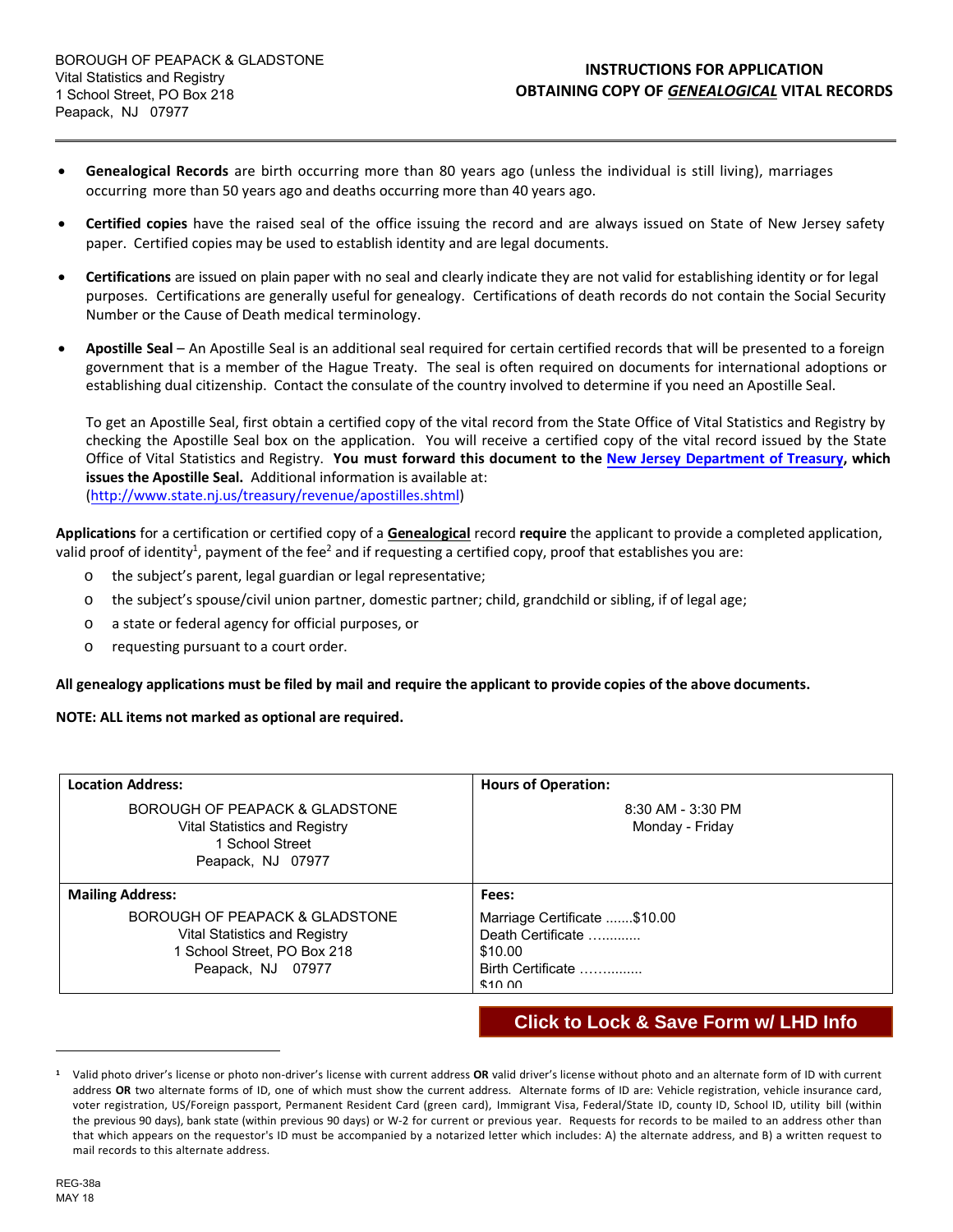BOROUGH OF PEAPACK & GLADSTONE
Vital Statistics and Registry
1 School Street, PO Box 218
Peapack, NJ 07977

# INSTRUCTIONS FOR APPLICATION OBTAINING COPY OF ***GENEALOGICAL*** VITAL RECORDS

- **Genealogical Records** are birth occurring more than 80 years ago (unless the individual is still living), marriages occurring more than 50 years ago and deaths occurring more than 40 years ago.
- **Certified copies** have the raised seal of the office issuing the record and are always issued on State of New Jersey safety paper. Certified copies may be used to establish identity and are legal documents.
- **Certifications** are issued on plain paper with no seal and clearly indicate they are not valid for establishing identity or for legal purposes. Certifications are generally useful for genealogy. Certifications of death records do not contain the Social Security Number or the Cause of Death medical terminology.
- **Apostille Seal** – An Apostille Seal is an additional seal required for certain certified records that will be presented to a foreign government that is a member of the Hague Treaty. The seal is often required on documents for international adoptions or establishing dual citizenship. Contact the consulate of the country involved to determine if you need an Apostille Seal.

  To get an Apostille Seal, first obtain a certified copy of the vital record from the State Office of Vital Statistics and Registry by checking the Apostille Seal box on the application. You will receive a certified copy of the vital record issued by the State Office of Vital Statistics and Registry. **You must forward this document to the New Jersey Department of Treasury, which issues the Apostille Seal.** Additional information is available at: (http://www.state.nj.us/treasury/revenue/apostilles.shtml)

**Applications** for a certification or certified copy of a **Genealogical** record **require** the applicant to provide a completed application, valid proof of identity[1], payment of the fee[2] and if requesting a certified copy, proof that establishes you are:

- the subject's parent, legal guardian or legal representative;
- the subject's spouse/civil union partner, domestic partner; child, grandchild or sibling, if of legal age;
- a state or federal agency for official purposes, or
- requesting pursuant to a court order.

**All genealogy applications must be filed by mail and require the applicant to provide copies of the above documents.**

**NOTE: ALL items not marked as optional are required.**

| **Location Address:** | **Hours of Operation:** |
|---|---|
| BOROUGH OF PEAPACK & GLADSTONE<br>Vital Statistics and Registry<br>1 School Street<br>Peapack, NJ 07977 | 8:30 AM - 3:30 PM<br>Monday - Friday |
| **Mailing Address:** | **Fees:** |
| BOROUGH OF PEAPACK & GLADSTONE<br>Vital Statistics and Registry<br>1 School Street, PO Box 218<br>Peapack, NJ 07977 | Marriage Certificate .......$10.00<br>Death Certificate ............ $10.00<br>Birth Certificate ............... $10.00 |

Click to Lock & Save Form w/ LHD Info

[1] Valid photo driver's license or photo non-driver's license with current address **OR** valid driver's license without photo and an alternate form of ID with current address **OR** two alternate forms of ID, one of which must show the current address. Alternate forms of ID are: Vehicle registration, vehicle insurance card, voter registration, US/Foreign passport, Permanent Resident Card (green card), Immigrant Visa, Federal/State ID, county ID, School ID, utility bill (within the previous 90 days), bank state (within previous 90 days) or W-2 for current or previous year. Requests for records to be mailed to an address other than that which appears on the requestor's ID must be accompanied by a notarized letter which includes: A) the alternate address, and B) a written request to mail records to this alternate address.

REG-38a
MAY 18